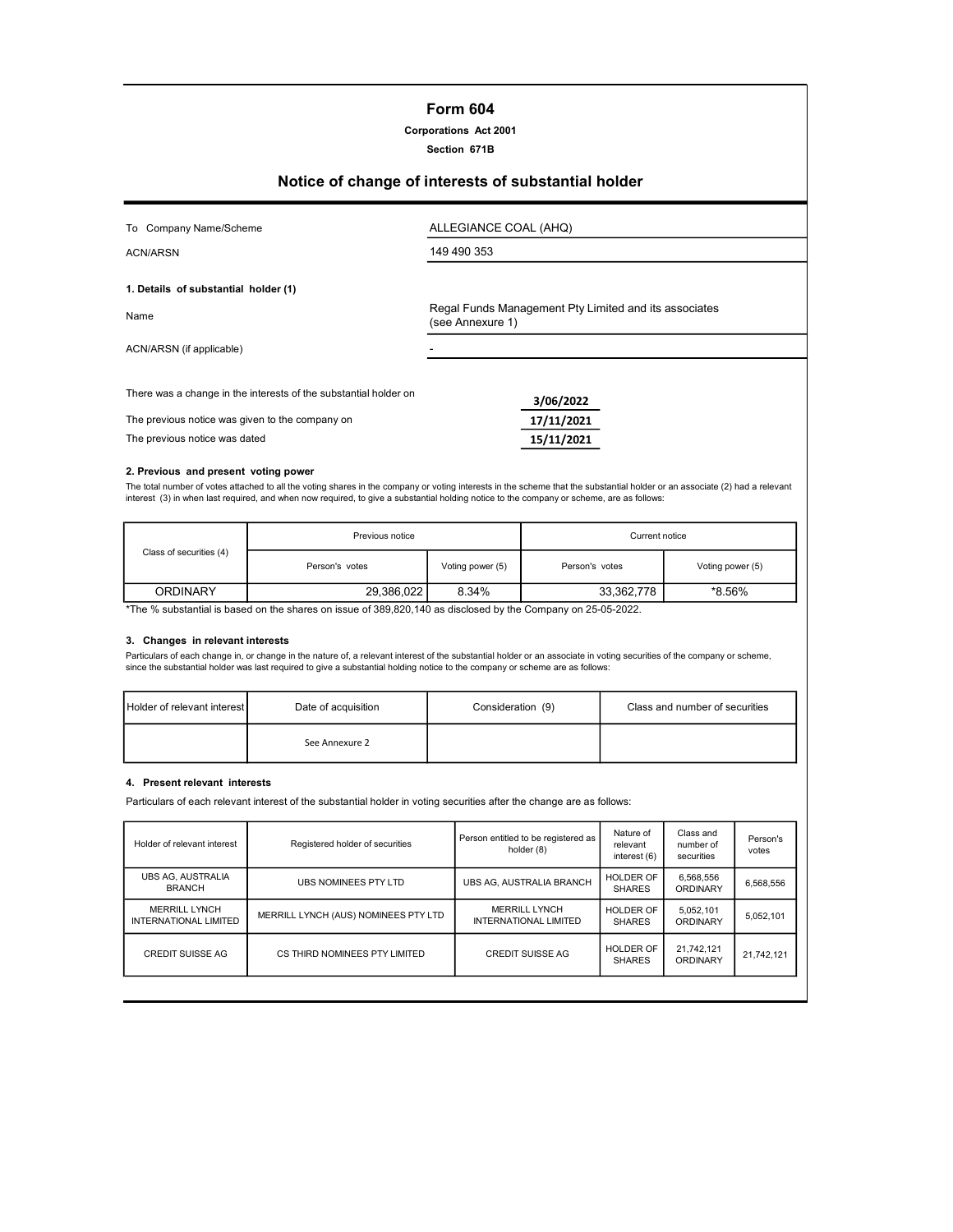# Form 604

**Corporations Act 2001**

**Section 671B**

## Notice of change of interests of substantial holder

| | |
|---|---|
| To Company Name/Scheme | ALLEGIANCE COAL (AHQ) |
| ACN/ARSN | 149 490 353 |

**1. Details of substantial holder (1)**

| | |
|---|---|
| Name | Regal Funds Management Pty Limited and its associates (see Annexure 1) |
| ACN/ARSN (if applicable) | - |

| | |
|---|---|
| There was a change in the interests of the substantial holder on | 3/06/2022 |
| The previous notice was given to the company on | 17/11/2021 |
| The previous notice was dated | 15/11/2021 |

**2. Previous and present voting power**

The total number of votes attached to all the voting shares in the company or voting interests in the scheme that the substantial holder or an associate (2) had a relevant interest (3) in when last required, and when now required, to give a substantial holding notice to the company or scheme, are as follows:

| Class of securities (4) | Previous notice | | Current notice | |
|---|---|---|---|---|
| | Person's votes | Voting power (5) | Person's votes | Voting power (5) |
| ORDINARY | 29,386,022 | 8.34% | 33,362,778 | *8.56% |

*The % substantial is based on the shares on issue of 389,820,140 as disclosed by the Company on 25-05-2022.

**3. Changes in relevant interests**

Particulars of each change in, or change in the nature of, a relevant interest of the substantial holder or an associate in voting securities of the company or scheme, since the substantial holder was last required to give a substantial holding notice to the company or scheme are as follows:

| Holder of relevant interest | Date of acquisition | Consideration (9) | Class and number of securities |
|---|---|---|---|
| | See Annexure 2 | | |

**4. Present relevant interests**

Particulars of each relevant interest of the substantial holder in voting securities after the change are as follows:

| Holder of relevant interest | Registered holder of securities | Person entitled to be registered as holder (8) | Nature of relevant interest (6) | Class and number of securities | Person's votes |
|---|---|---|---|---|---|
| UBS AG, AUSTRALIA BRANCH | UBS NOMINEES PTY LTD | UBS AG, AUSTRALIA BRANCH | HOLDER OF SHARES | 6,568,556 ORDINARY | 6,568,556 |
| MERRILL LYNCH INTERNATIONAL LIMITED | MERRILL LYNCH (AUS) NOMINEES PTY LTD | MERRILL LYNCH INTERNATIONAL LIMITED | HOLDER OF SHARES | 5,052,101 ORDINARY | 5,052,101 |
| CREDIT SUISSE AG | CS THIRD NOMINEES PTY LIMITED | CREDIT SUISSE AG | HOLDER OF SHARES | 21,742,121 ORDINARY | 21,742,121 |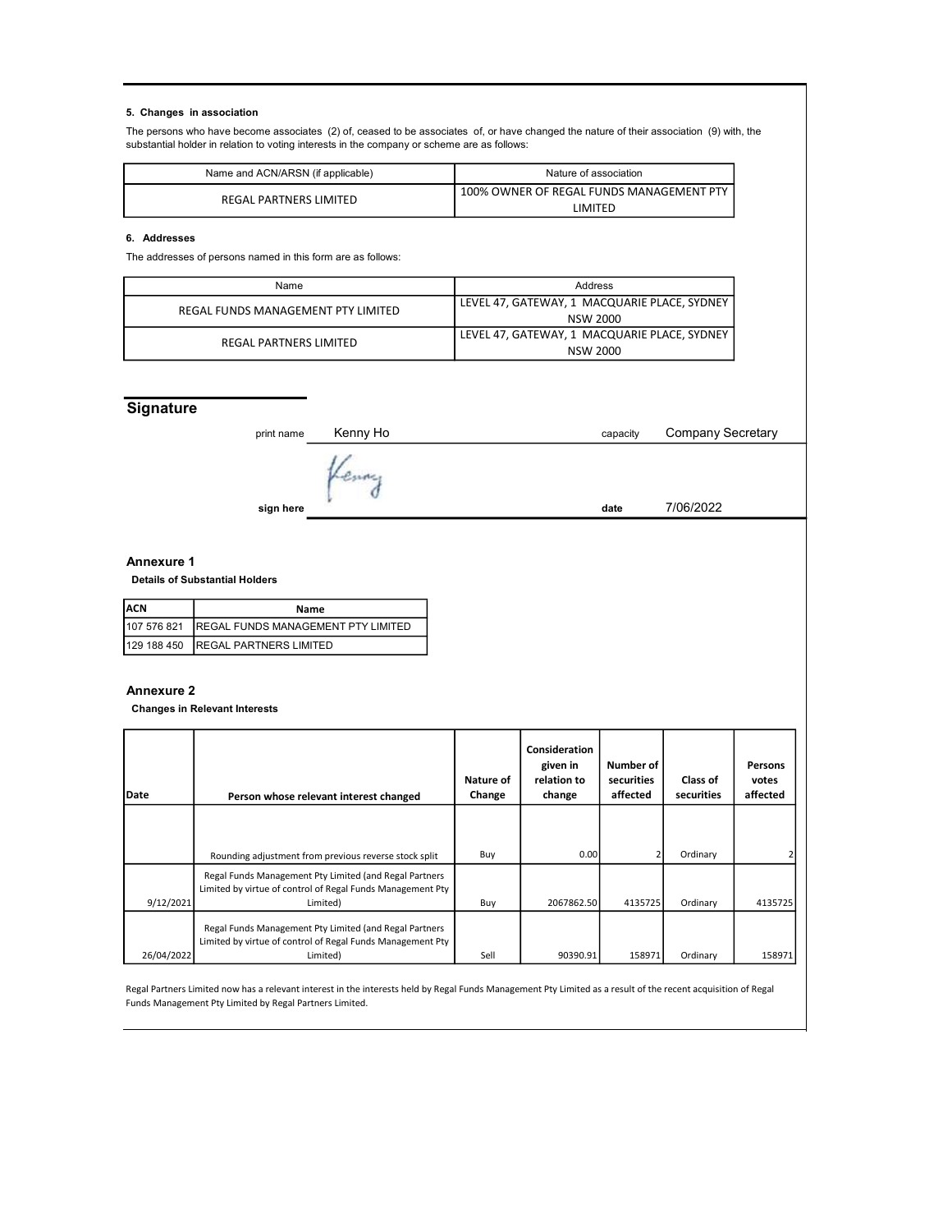#### 5. Changes in association

The persons who have become associates (2) of, ceased to be associates of, or have changed the nature of their association (9) with, the substantial holder in relation to voting interests in the company or scheme are as follows:

| Name and ACN/ARSN (if applicable) | Nature of association |
|---|---|
| REGAL PARTNERS LIMITED | 100% OWNER OF REGAL FUNDS MANAGEMENT PTY LIMITED |

#### 6. Addresses

The addresses of persons named in this form are as follows:

| Name | Address |
|---|---|
| REGAL FUNDS MANAGEMENT PTY LIMITED | LEVEL 47, GATEWAY, 1 MACQUARIE PLACE, SYDNEY NSW 2000 |
| REGAL PARTNERS LIMITED | LEVEL 47, GATEWAY, 1 MACQUARIE PLACE, SYDNEY NSW 2000 |

## Signature

print name Kenny Ho capacity Company Secretary

sign here Kenny date 7/06/2022

### Annexure 1

**Details of Substantial Holders**

| ACN | Name |
|---|---|
| 107 576 821 | REGAL FUNDS MANAGEMENT PTY LIMITED |
| 129 188 450 | REGAL PARTNERS LIMITED |

### Annexure 2

**Changes in Relevant Interests**

| Date | Person whose relevant interest changed | Nature of Change | Consideration given in relation to change | Number of securities affected | Class of securities | Persons votes affected |
|---|---|---|---|---|---|---|
| | Rounding adjustment from previous reverse stock split | Buy | 0.00 | 2 | Ordinary | 2 |
| 9/12/2021 | Regal Funds Management Pty Limited (and Regal Partners Limited by virtue of control of Regal Funds Management Pty Limited) | Buy | 2067862.50 | 4135725 | Ordinary | 4135725 |
| 26/04/2022 | Regal Funds Management Pty Limited (and Regal Partners Limited by virtue of control of Regal Funds Management Pty Limited) | Sell | 90390.91 | 158971 | Ordinary | 158971 |

Regal Partners Limited now has a relevant interest in the interests held by Regal Funds Management Pty Limited as a result of the recent acquisition of Regal Funds Management Pty Limited by Regal Partners Limited.